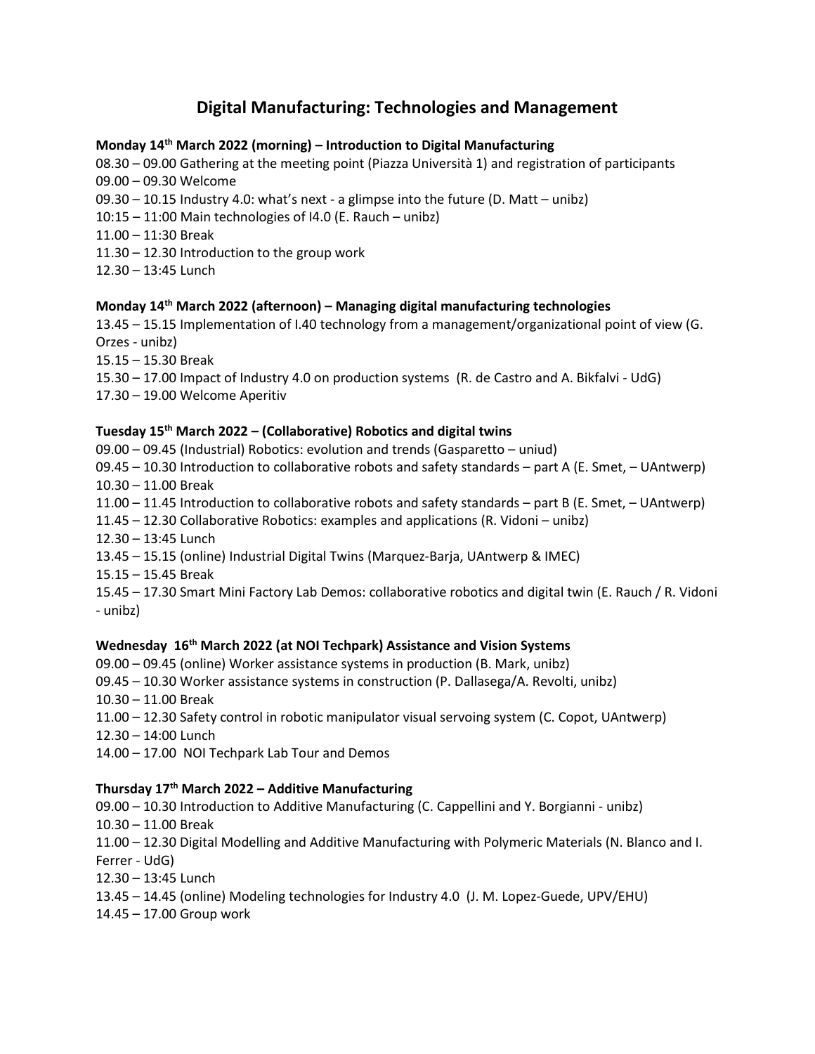# Digital Manufacturing: Technologies and Management

**Monday 14th March 2022 (morning) – Introduction to Digital Manufacturing**

08.30 – 09.00 Gathering at the meeting point (Piazza Università 1) and registration of participants
09.00 – 09.30 Welcome
09.30 – 10.15 Industry 4.0: what's next - a glimpse into the future (D. Matt – unibz)
10:15 – 11:00 Main technologies of I4.0 (E. Rauch – unibz)
11.00 – 11:30 Break
11.30 – 12.30 Introduction to the group work
12.30 – 13:45 Lunch

**Monday 14th March 2022 (afternoon) – Managing digital manufacturing technologies**

13.45 – 15.15 Implementation of I.40 technology from a management/organizational point of view (G. Orzes - unibz)
15.15 – 15.30 Break
15.30 – 17.00 Impact of Industry 4.0 on production systems (R. de Castro and A. Bikfalvi - UdG)
17.30 – 19.00 Welcome Aperitiv

**Tuesday 15th March 2022 – (Collaborative) Robotics and digital twins**

09.00 – 09.45 (Industrial) Robotics: evolution and trends (Gasparetto – uniud)
09.45 – 10.30 Introduction to collaborative robots and safety standards – part A (E. Smet, – UAntwerp)
10.30 – 11.00 Break
11.00 – 11.45 Introduction to collaborative robots and safety standards – part B (E. Smet, – UAntwerp)
11.45 – 12.30 Collaborative Robotics: examples and applications (R. Vidoni – unibz)
12.30 – 13:45 Lunch
13.45 – 15.15 (online) Industrial Digital Twins (Marquez-Barja, UAntwerp & IMEC)
15.15 – 15.45 Break
15.45 – 17.30 Smart Mini Factory Lab Demos: collaborative robotics and digital twin (E. Rauch / R. Vidoni - unibz)

**Wednesday 16th March 2022 (at NOI Techpark) Assistance and Vision Systems**

09.00 – 09.45 (online) Worker assistance systems in production (B. Mark, unibz)
09.45 – 10.30 Worker assistance systems in construction (P. Dallasega/A. Revolti, unibz)
10.30 – 11.00 Break
11.00 – 12.30 Safety control in robotic manipulator visual servoing system (C. Copot, UAntwerp)
12.30 – 14:00 Lunch
14.00 – 17.00 NOI Techpark Lab Tour and Demos

**Thursday 17th March 2022 – Additive Manufacturing**

09.00 – 10.30 Introduction to Additive Manufacturing (C. Cappellini and Y. Borgianni - unibz)
10.30 – 11.00 Break
11.00 – 12.30 Digital Modelling and Additive Manufacturing with Polymeric Materials (N. Blanco and I. Ferrer - UdG)
12.30 – 13:45 Lunch
13.45 – 14.45 (online) Modeling technologies for Industry 4.0 (J. M. Lopez-Guede, UPV/EHU)
14.45 – 17.00 Group work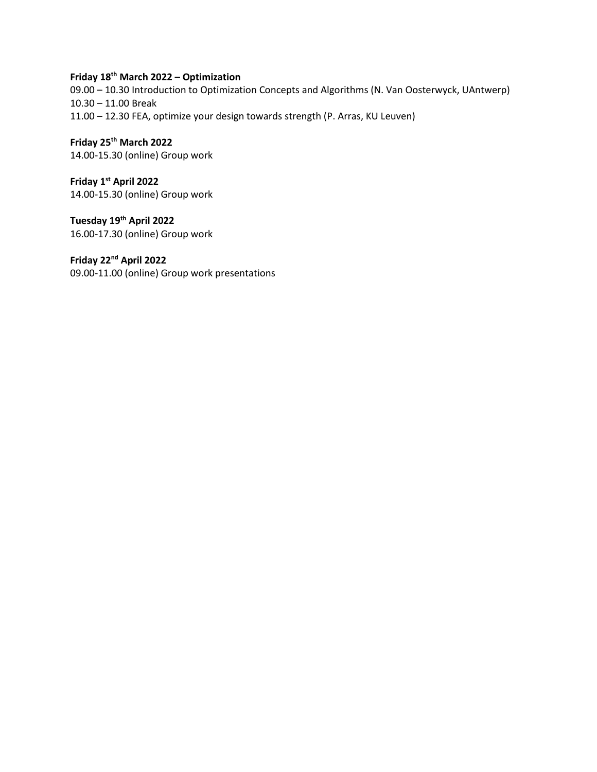**Friday 18th March 2022 – Optimization**
09.00 – 10.30 Introduction to Optimization Concepts and Algorithms (N. Van Oosterwyck, UAntwerp)
10.30 – 11.00 Break
11.00 – 12.30 FEA, optimize your design towards strength (P. Arras, KU Leuven)

**Friday 25th March 2022**
14.00-15.30 (online) Group work

**Friday 1st April 2022**
14.00-15.30 (online) Group work

**Tuesday 19th April 2022**
16.00-17.30 (online) Group work

**Friday 22nd April 2022**
09.00-11.00 (online) Group work presentations